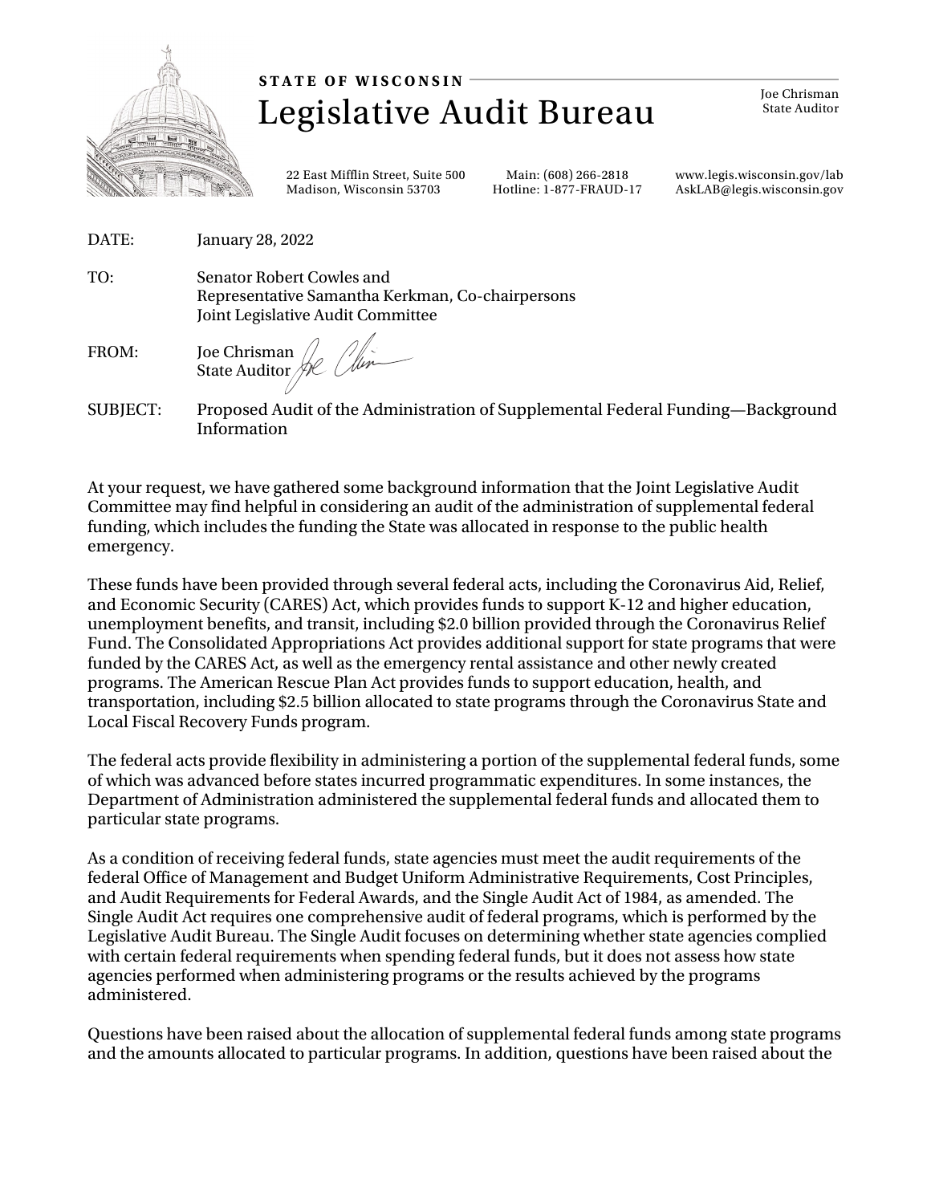**STATE OF WISCONSIN**

# Legislative Audit Bureau

Joe Chrisman
State Auditor

22 East Mifflin Street, Suite 500
Madison, Wisconsin 53703

Main: (608) 266-2818
Hotline: 1-877-FRAUD-17

www.legis.wisconsin.gov/lab
AskLAB@legis.wisconsin.gov

DATE: January 28, 2022

TO: Senator Robert Cowles and
Representative Samantha Kerkman, Co-chairpersons
Joint Legislative Audit Committee

FROM: Joe Chrisman
State Auditor

SUBJECT: Proposed Audit of the Administration of Supplemental Federal Funding—Background Information

At your request, we have gathered some background information that the Joint Legislative Audit Committee may find helpful in considering an audit of the administration of supplemental federal funding, which includes the funding the State was allocated in response to the public health emergency.

These funds have been provided through several federal acts, including the Coronavirus Aid, Relief, and Economic Security (CARES) Act, which provides funds to support K-12 and higher education, unemployment benefits, and transit, including $2.0 billion provided through the Coronavirus Relief Fund. The Consolidated Appropriations Act provides additional support for state programs that were funded by the CARES Act, as well as the emergency rental assistance and other newly created programs. The American Rescue Plan Act provides funds to support education, health, and transportation, including $2.5 billion allocated to state programs through the Coronavirus State and Local Fiscal Recovery Funds program.

The federal acts provide flexibility in administering a portion of the supplemental federal funds, some of which was advanced before states incurred programmatic expenditures. In some instances, the Department of Administration administered the supplemental federal funds and allocated them to particular state programs.

As a condition of receiving federal funds, state agencies must meet the audit requirements of the federal Office of Management and Budget Uniform Administrative Requirements, Cost Principles, and Audit Requirements for Federal Awards, and the Single Audit Act of 1984, as amended. The Single Audit Act requires one comprehensive audit of federal programs, which is performed by the Legislative Audit Bureau. The Single Audit focuses on determining whether state agencies complied with certain federal requirements when spending federal funds, but it does not assess how state agencies performed when administering programs or the results achieved by the programs administered.

Questions have been raised about the allocation of supplemental federal funds among state programs and the amounts allocated to particular programs. In addition, questions have been raised about the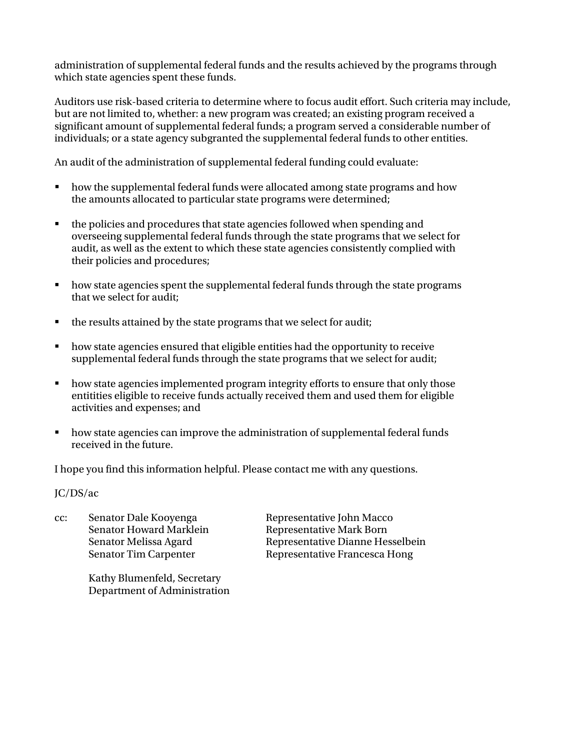administration of supplemental federal funds and the results achieved by the programs through which state agencies spent these funds.

Auditors use risk-based criteria to determine where to focus audit effort. Such criteria may include, but are not limited to, whether: a new program was created; an existing program received a significant amount of supplemental federal funds; a program served a considerable number of individuals; or a state agency subgranted the supplemental federal funds to other entities.

An audit of the administration of supplemental federal funding could evaluate:

- how the supplemental federal funds were allocated among state programs and how the amounts allocated to particular state programs were determined;
- the policies and procedures that state agencies followed when spending and overseeing supplemental federal funds through the state programs that we select for audit, as well as the extent to which these state agencies consistently complied with their policies and procedures;
- how state agencies spent the supplemental federal funds through the state programs that we select for audit;
- the results attained by the state programs that we select for audit;
- how state agencies ensured that eligible entities had the opportunity to receive supplemental federal funds through the state programs that we select for audit;
- how state agencies implemented program integrity efforts to ensure that only those entitities eligible to receive funds actually received them and used them for eligible activities and expenses; and
- how state agencies can improve the administration of supplemental federal funds received in the future.

I hope you find this information helpful. Please contact me with any questions.

JC/DS/ac

cc: Senator Dale Kooyenga
Senator Howard Marklein
Senator Melissa Agard
Senator Tim Carpenter

Representative John Macco
Representative Mark Born
Representative Dianne Hesselbein
Representative Francesca Hong

Kathy Blumenfeld, Secretary
Department of Administration